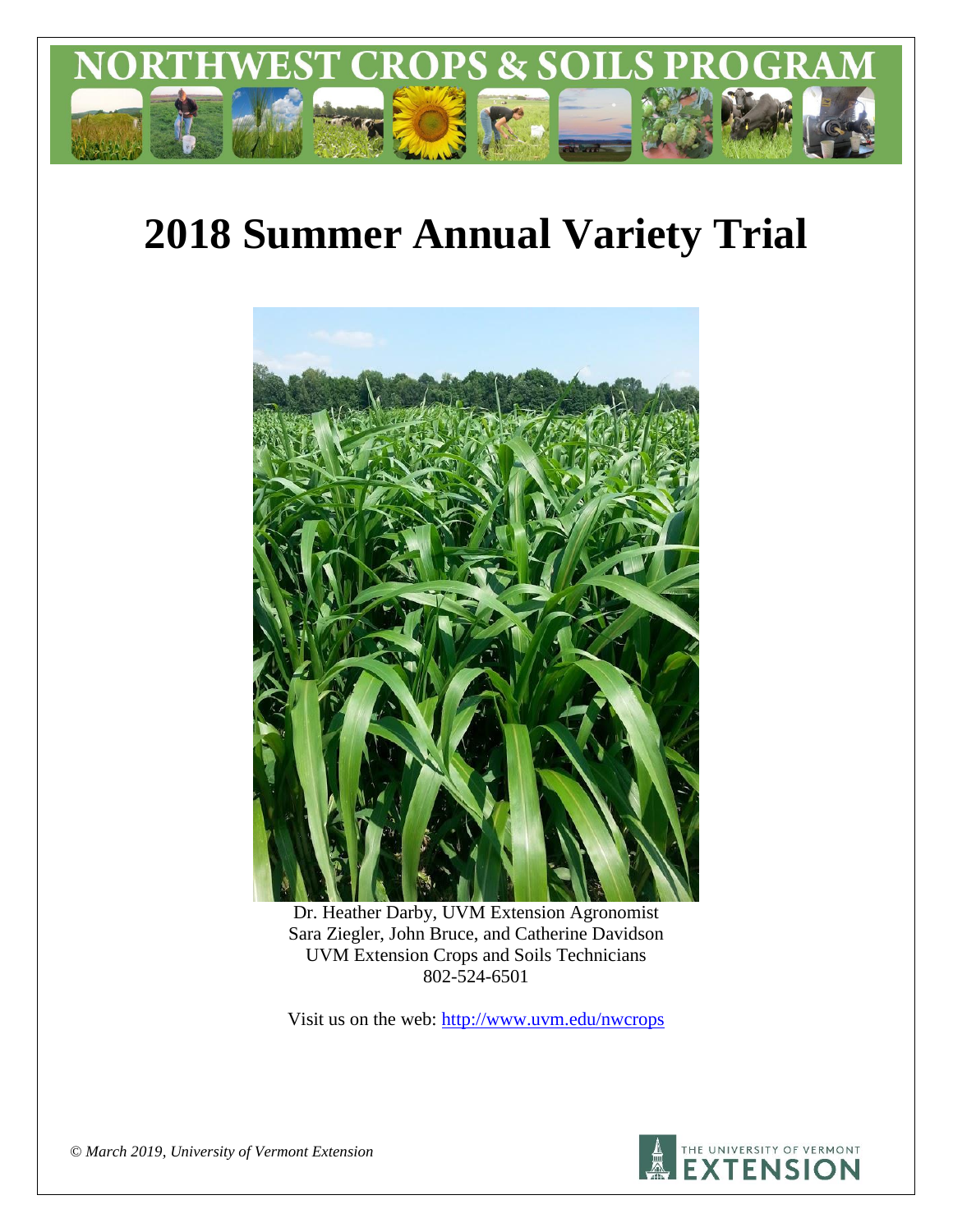# NORTHWEST CROPS & SOILS PROGRAM

# 2018 Summer Annual Variety Trial

Dr. Heather Darby, UVM Extension Agronomist
Sara Ziegler, John Bruce, and Catherine Davidson
UVM Extension Crops and Soils Technicians
802-524-6501

Visit us on the web: http://www.uvm.edu/nwcrops

*© March 2019, University of Vermont Extension*

THE UNIVERSITY OF VERMONT EXTENSION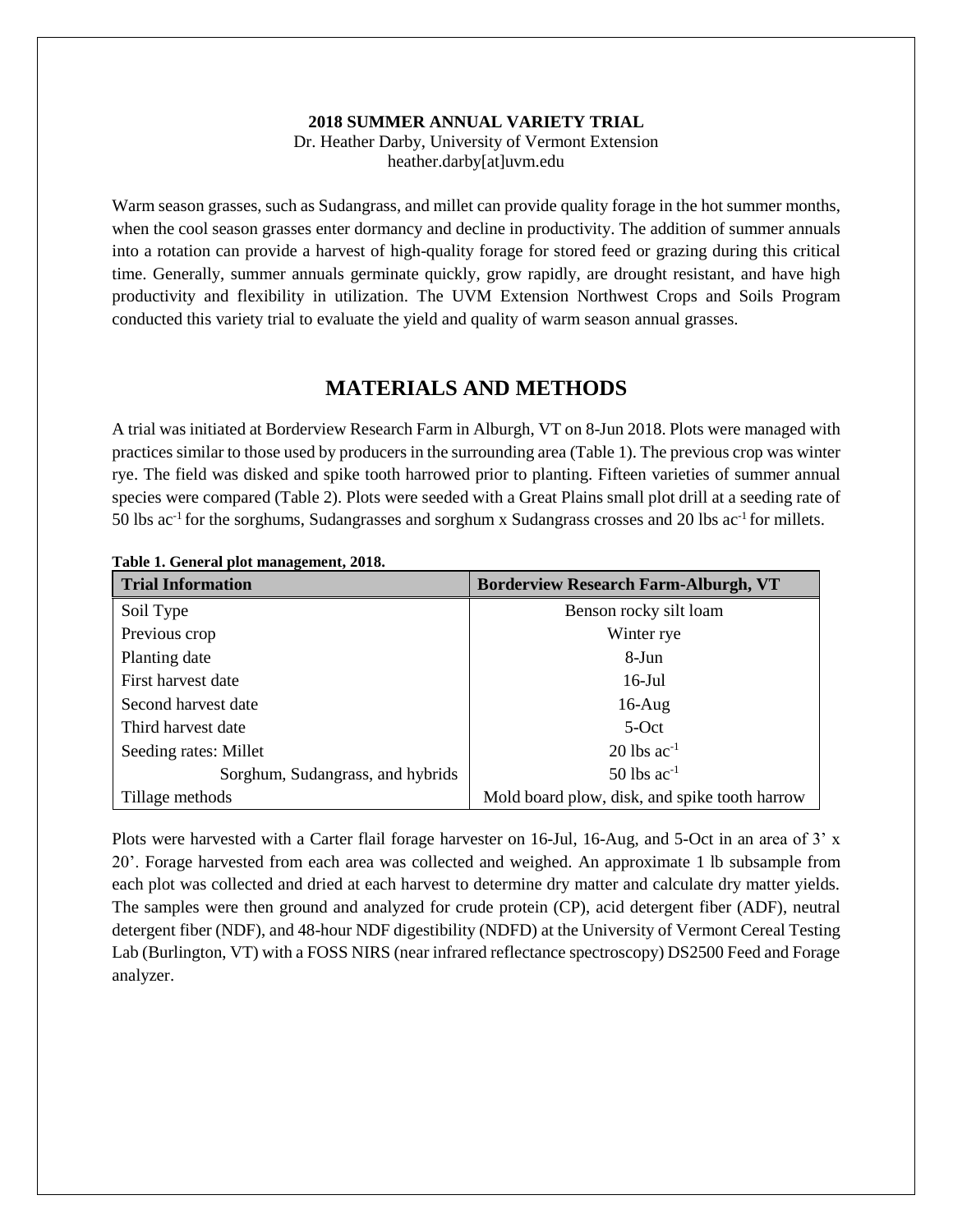**2018 SUMMER ANNUAL VARIETY TRIAL**
Dr. Heather Darby, University of Vermont Extension
heather.darby[at]uvm.edu

Warm season grasses, such as Sudangrass, and millet can provide quality forage in the hot summer months, when the cool season grasses enter dormancy and decline in productivity. The addition of summer annuals into a rotation can provide a harvest of high-quality forage for stored feed or grazing during this critical time. Generally, summer annuals germinate quickly, grow rapidly, are drought resistant, and have high productivity and flexibility in utilization. The UVM Extension Northwest Crops and Soils Program conducted this variety trial to evaluate the yield and quality of warm season annual grasses.

# MATERIALS AND METHODS

A trial was initiated at Borderview Research Farm in Alburgh, VT on 8-Jun 2018. Plots were managed with practices similar to those used by producers in the surrounding area (Table 1). The previous crop was winter rye. The field was disked and spike tooth harrowed prior to planting. Fifteen varieties of summer annual species were compared (Table 2). Plots were seeded with a Great Plains small plot drill at a seeding rate of 50 lbs $ac^{-1}$ for the sorghums, Sudangrasses and sorghum x Sudangrass crosses and 20 lbs $ac^{-1}$ for millets.

**Table 1. General plot management, 2018.**

| Trial Information | Borderview Research Farm-Alburgh, VT |
|---|---|
| Soil Type | Benson rocky silt loam |
| Previous crop | Winter rye |
| Planting date | 8-Jun |
| First harvest date | 16-Jul |
| Second harvest date | 16-Aug |
| Third harvest date | 5-Oct |
| Seeding rates: Millet | 20 lbs $ac^{-1}$ |
| Sorghum, Sudangrass, and hybrids | 50 lbs $ac^{-1}$ |
| Tillage methods | Mold board plow, disk, and spike tooth harrow |

Plots were harvested with a Carter flail forage harvester on 16-Jul, 16-Aug, and 5-Oct in an area of 3' x 20'. Forage harvested from each area was collected and weighed. An approximate 1 lb subsample from each plot was collected and dried at each harvest to determine dry matter and calculate dry matter yields. The samples were then ground and analyzed for crude protein (CP), acid detergent fiber (ADF), neutral detergent fiber (NDF), and 48-hour NDF digestibility (NDFD) at the University of Vermont Cereal Testing Lab (Burlington, VT) with a FOSS NIRS (near infrared reflectance spectroscopy) DS2500 Feed and Forage analyzer.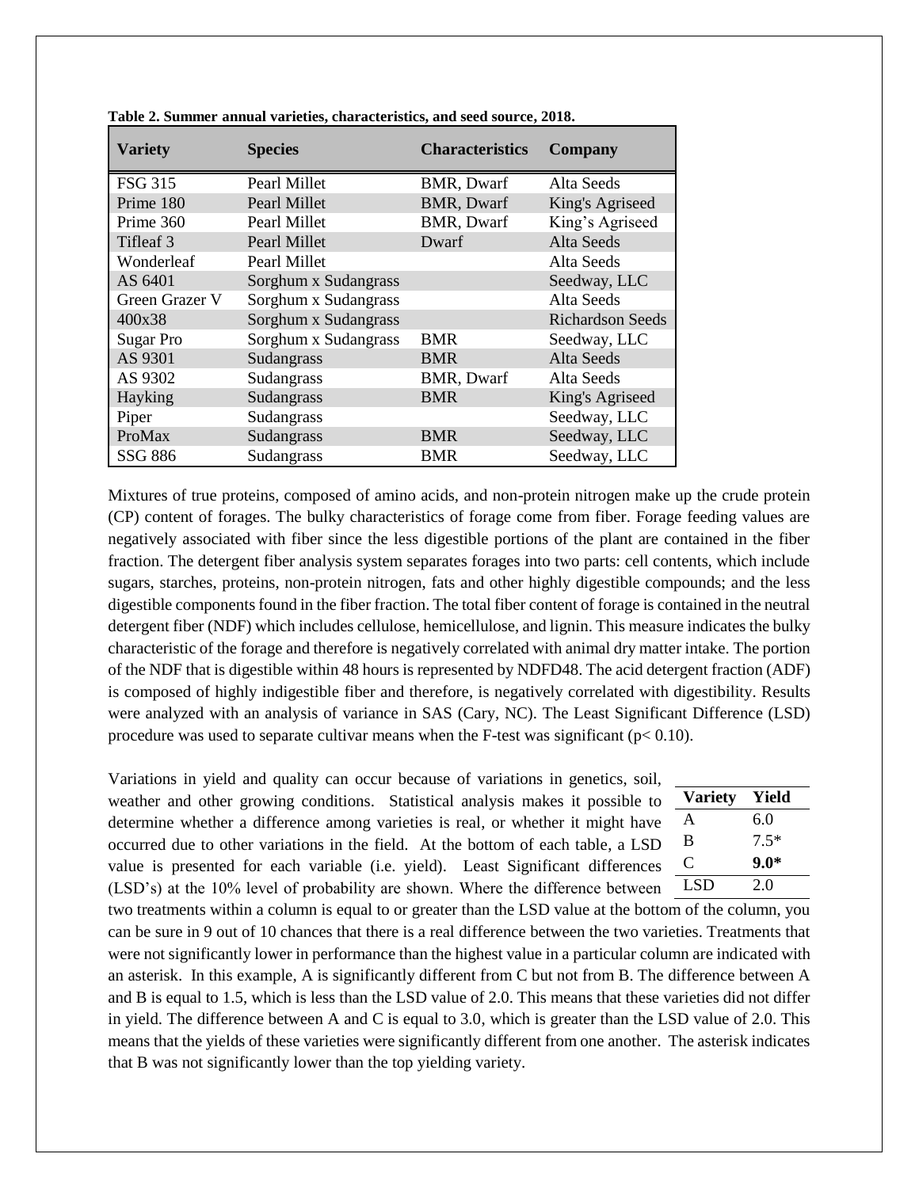**Table 2. Summer annual varieties, characteristics, and seed source, 2018.**

| Variety | Species | Characteristics | Company |
|---|---|---|---|
| FSG 315 | Pearl Millet | BMR, Dwarf | Alta Seeds |
| Prime 180 | Pearl Millet | BMR, Dwarf | King's Agriseed |
| Prime 360 | Pearl Millet | BMR, Dwarf | King's Agriseed |
| Tifleaf 3 | Pearl Millet | Dwarf | Alta Seeds |
| Wonderleaf | Pearl Millet | | Alta Seeds |
| AS 6401 | Sorghum x Sudangrass | | Seedway, LLC |
| Green Grazer V | Sorghum x Sudangrass | | Alta Seeds |
| 400x38 | Sorghum x Sudangrass | | Richardson Seeds |
| Sugar Pro | Sorghum x Sudangrass | BMR | Seedway, LLC |
| AS 9301 | Sudangrass | BMR | Alta Seeds |
| AS 9302 | Sudangrass | BMR, Dwarf | Alta Seeds |
| Hayking | Sudangrass | BMR | King's Agriseed |
| Piper | Sudangrass | | Seedway, LLC |
| ProMax | Sudangrass | BMR | Seedway, LLC |
| SSG 886 | Sudangrass | BMR | Seedway, LLC |

Mixtures of true proteins, composed of amino acids, and non-protein nitrogen make up the crude protein (CP) content of forages. The bulky characteristics of forage come from fiber. Forage feeding values are negatively associated with fiber since the less digestible portions of the plant are contained in the fiber fraction. The detergent fiber analysis system separates forages into two parts: cell contents, which include sugars, starches, proteins, non-protein nitrogen, fats and other highly digestible compounds; and the less digestible components found in the fiber fraction. The total fiber content of forage is contained in the neutral detergent fiber (NDF) which includes cellulose, hemicellulose, and lignin. This measure indicates the bulky characteristic of the forage and therefore is negatively correlated with animal dry matter intake. The portion of the NDF that is digestible within 48 hours is represented by NDFD48. The acid detergent fraction (ADF) is composed of highly indigestible fiber and therefore, is negatively correlated with digestibility. Results were analyzed with an analysis of variance in SAS (Cary, NC). The Least Significant Difference (LSD) procedure was used to separate cultivar means when the F-test was significant ($p < 0.10$).

Variations in yield and quality can occur because of variations in genetics, soil, weather and other growing conditions. Statistical analysis makes it possible to determine whether a difference among varieties is real, or whether it might have occurred due to other variations in the field. At the bottom of each table, a LSD value is presented for each variable (i.e. yield). Least Significant differences (LSD's) at the 10% level of probability are shown. Where the difference between two treatments within a column is equal to or greater than the LSD value at the bottom of the column, you can be sure in 9 out of 10 chances that there is a real difference between the two varieties. Treatments that were not significantly lower in performance than the highest value in a particular column are indicated with an asterisk. In this example, A is significantly different from C but not from B. The difference between A and B is equal to 1.5, which is less than the LSD value of 2.0. This means that these varieties did not differ in yield. The difference between A and C is equal to 3.0, which is greater than the LSD value of 2.0. This means that the yields of these varieties were significantly different from one another. The asterisk indicates that B was not significantly lower than the top yielding variety.

| Variety | Yield |
|---|---|
| A | 6.0 |
| B | 7.5* |
| C | **9.0*** |
| LSD | 2.0 |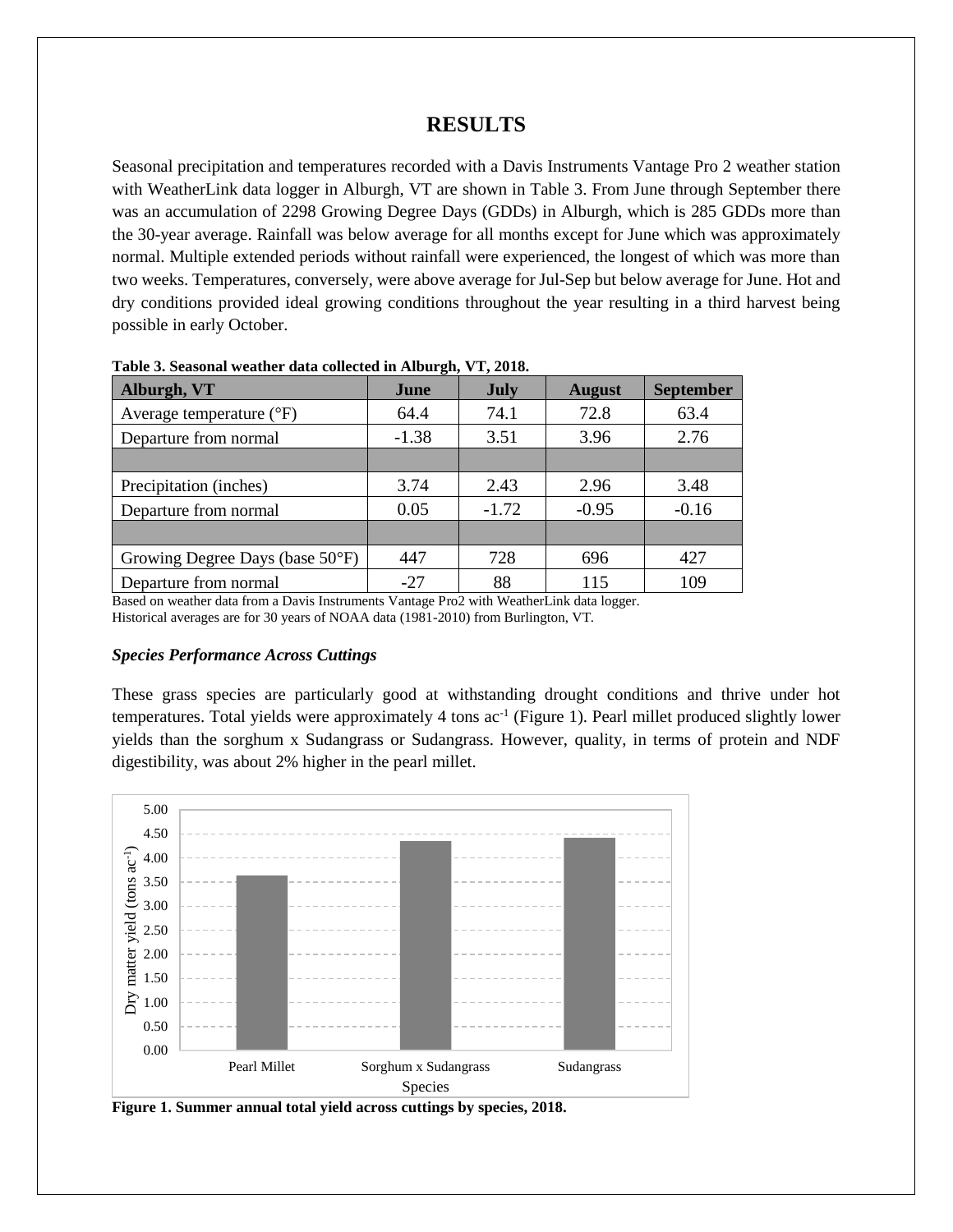# RESULTS

Seasonal precipitation and temperatures recorded with a Davis Instruments Vantage Pro 2 weather station with WeatherLink data logger in Alburgh, VT are shown in Table 3. From June through September there was an accumulation of 2298 Growing Degree Days (GDDs) in Alburgh, which is 285 GDDs more than the 30-year average. Rainfall was below average for all months except for June which was approximately normal. Multiple extended periods without rainfall were experienced, the longest of which was more than two weeks. Temperatures, conversely, were above average for Jul-Sep but below average for June. Hot and dry conditions provided ideal growing conditions throughout the year resulting in a third harvest being possible in early October.

**Table 3. Seasonal weather data collected in Alburgh, VT, 2018.**

| Alburgh, VT | June | July | August | September |
|---|---|---|---|---|
| Average temperature (°F) | 64.4 | 74.1 | 72.8 | 63.4 |
| Departure from normal | -1.38 | 3.51 | 3.96 | 2.76 |
| | | | | |
| Precipitation (inches) | 3.74 | 2.43 | 2.96 | 3.48 |
| Departure from normal | 0.05 | -1.72 | -0.95 | -0.16 |
| | | | | |
| Growing Degree Days (base 50°F) | 447 | 728 | 696 | 427 |
| Departure from normal | -27 | 88 | 115 | 109 |

Based on weather data from a Davis Instruments Vantage Pro2 with WeatherLink data logger.
Historical averages are for 30 years of NOAA data (1981-2010) from Burlington, VT.

### *Species Performance Across Cuttings*

These grass species are particularly good at withstanding drought conditions and thrive under hot temperatures. Total yields were approximately 4 tons ac$^{-1}$ (Figure 1). Pearl millet produced slightly lower yields than the sorghum x Sudangrass or Sudangrass. However, quality, in terms of protein and NDF digestibility, was about 2% higher in the pearl millet.

**Figure 1. Summer annual total yield across cuttings by species, 2018.**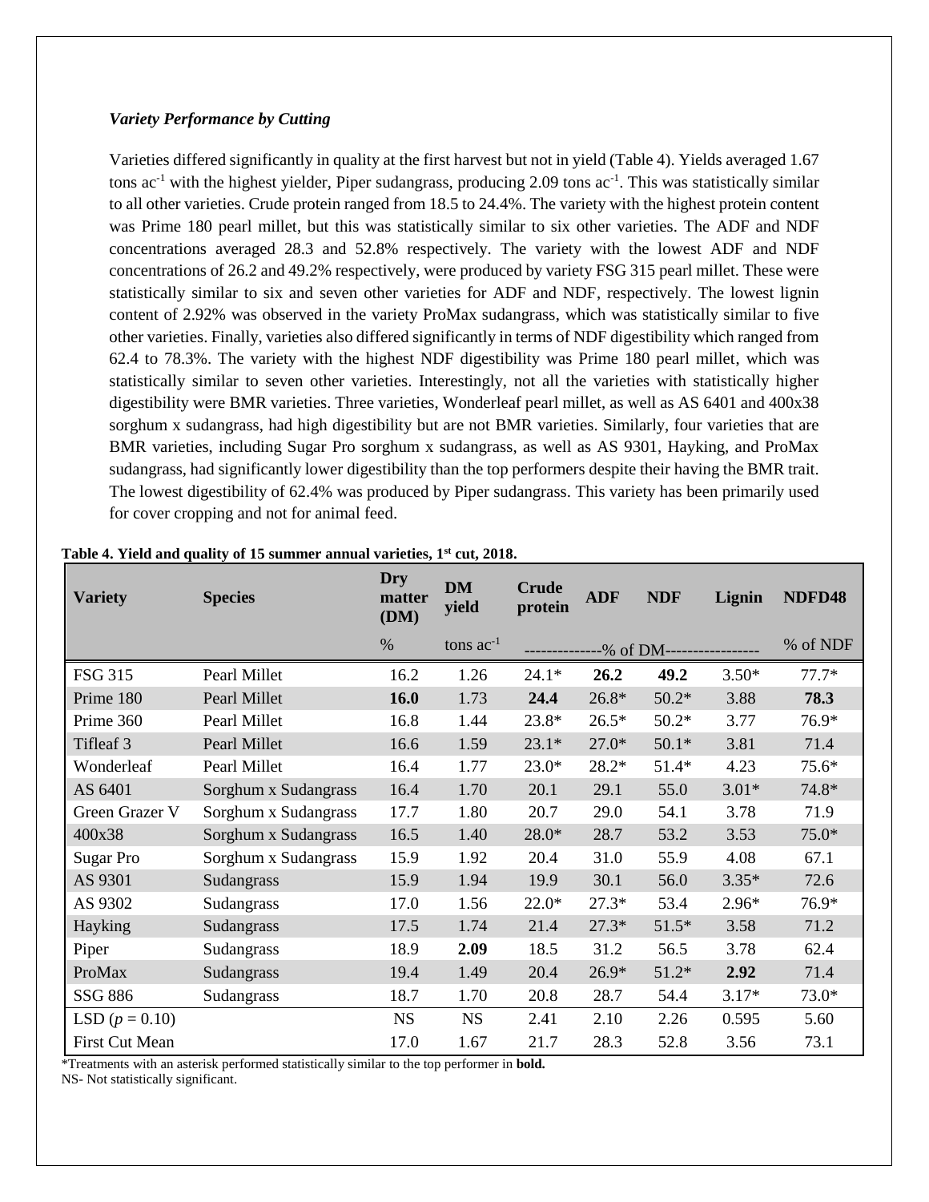### *Variety Performance by Cutting*

Varieties differed significantly in quality at the first harvest but not in yield (Table 4). Yields averaged 1.67 tons $ac^{-1}$ with the highest yielder, Piper sudangrass, producing 2.09 tons $ac^{-1}$. This was statistically similar to all other varieties. Crude protein ranged from 18.5 to 24.4%. The variety with the highest protein content was Prime 180 pearl millet, but this was statistically similar to six other varieties. The ADF and NDF concentrations averaged 28.3 and 52.8% respectively. The variety with the lowest ADF and NDF concentrations of 26.2 and 49.2% respectively, were produced by variety FSG 315 pearl millet. These were statistically similar to six and seven other varieties for ADF and NDF, respectively. The lowest lignin content of 2.92% was observed in the variety ProMax sudangrass, which was statistically similar to five other varieties. Finally, varieties also differed significantly in terms of NDF digestibility which ranged from 62.4 to 78.3%. The variety with the highest NDF digestibility was Prime 180 pearl millet, which was statistically similar to seven other varieties. Interestingly, not all the varieties with statistically higher digestibility were BMR varieties. Three varieties, Wonderleaf pearl millet, as well as AS 6401 and 400x38 sorghum x sudangrass, had high digestibility but are not BMR varieties. Similarly, four varieties that are BMR varieties, including Sugar Pro sorghum x sudangrass, as well as AS 9301, Hayking, and ProMax sudangrass, had significantly lower digestibility than the top performers despite their having the BMR trait. The lowest digestibility of 62.4% was produced by Piper sudangrass. This variety has been primarily used for cover cropping and not for animal feed.

**Table 4. Yield and quality of 15 summer annual varieties, 1st cut, 2018.**

| Variety | Species | Dry matter (DM) | DM yield | Crude protein | ADF | NDF | Lignin | NDFD48 |
|---|---|---|---|---|---|---|---|---|
| | | % | tons $ac^{-1}$ | --------------% of DM | ----------------- | | | % of NDF |
| FSG 315 | Pearl Millet | 16.2 | 1.26 | 24.1* | **26.2** | **49.2** | 3.50* | 77.7* |
| Prime 180 | Pearl Millet | **16.0** | 1.73 | **24.4** | 26.8* | 50.2* | 3.88 | **78.3** |
| Prime 360 | Pearl Millet | 16.8 | 1.44 | 23.8* | 26.5* | 50.2* | 3.77 | 76.9* |
| Tifleaf 3 | Pearl Millet | 16.6 | 1.59 | 23.1* | 27.0* | 50.1* | 3.81 | 71.4 |
| Wonderleaf | Pearl Millet | 16.4 | 1.77 | 23.0* | 28.2* | 51.4* | 4.23 | 75.6* |
| AS 6401 | Sorghum x Sudangrass | 16.4 | 1.70 | 20.1 | 29.1 | 55.0 | 3.01* | 74.8* |
| Green Grazer V | Sorghum x Sudangrass | 17.7 | 1.80 | 20.7 | 29.0 | 54.1 | 3.78 | 71.9 |
| 400x38 | Sorghum x Sudangrass | 16.5 | 1.40 | 28.0* | 28.7 | 53.2 | 3.53 | 75.0* |
| Sugar Pro | Sorghum x Sudangrass | 15.9 | 1.92 | 20.4 | 31.0 | 55.9 | 4.08 | 67.1 |
| AS 9301 | Sudangrass | 15.9 | 1.94 | 19.9 | 30.1 | 56.0 | 3.35* | 72.6 |
| AS 9302 | Sudangrass | 17.0 | 1.56 | 22.0* | 27.3* | 53.4 | 2.96* | 76.9* |
| Hayking | Sudangrass | 17.5 | 1.74 | 21.4 | 27.3* | 51.5* | 3.58 | 71.2 |
| Piper | Sudangrass | 18.9 | **2.09** | 18.5 | 31.2 | 56.5 | 3.78 | 62.4 |
| ProMax | Sudangrass | 19.4 | 1.49 | 20.4 | 26.9* | 51.2* | **2.92** | 71.4 |
| SSG 886 | Sudangrass | 18.7 | 1.70 | 20.8 | 28.7 | 54.4 | 3.17* | 73.0* |
| LSD ($p$ = 0.10) | | NS | NS | 2.41 | 2.10 | 2.26 | 0.595 | 5.60 |
| First Cut Mean | | 17.0 | 1.67 | 21.7 | 28.3 | 52.8 | 3.56 | 73.1 |

*Treatments with an asterisk performed statistically similar to the top performer in **bold.**
NS- Not statistically significant.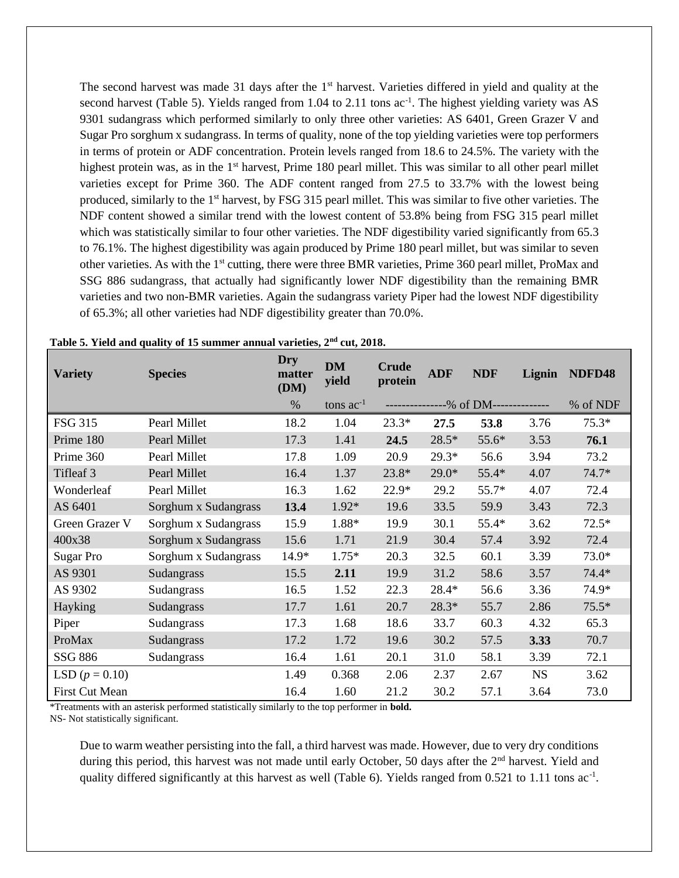The second harvest was made 31 days after the 1st harvest. Varieties differed in yield and quality at the second harvest (Table 5). Yields ranged from 1.04 to 2.11 tons ac$^{-1}$. The highest yielding variety was AS 9301 sudangrass which performed similarly to only three other varieties: AS 6401, Green Grazer V and Sugar Pro sorghum x sudangrass. In terms of quality, none of the top yielding varieties were top performers in terms of protein or ADF concentration. Protein levels ranged from 18.6 to 24.5%. The variety with the highest protein was, as in the 1st harvest, Prime 180 pearl millet. This was similar to all other pearl millet varieties except for Prime 360. The ADF content ranged from 27.5 to 33.7% with the lowest being produced, similarly to the 1st harvest, by FSG 315 pearl millet. This was similar to five other varieties. The NDF content showed a similar trend with the lowest content of 53.8% being from FSG 315 pearl millet which was statistically similar to four other varieties. The NDF digestibility varied significantly from 65.3 to 76.1%. The highest digestibility was again produced by Prime 180 pearl millet, but was similar to seven other varieties. As with the 1st cutting, there were three BMR varieties, Prime 360 pearl millet, ProMax and SSG 886 sudangrass, that actually had significantly lower NDF digestibility than the remaining BMR varieties and two non-BMR varieties. Again the sudangrass variety Piper had the lowest NDF digestibility of 65.3%; all other varieties had NDF digestibility greater than 70.0%.

**Table 5. Yield and quality of 15 summer annual varieties, 2nd cut, 2018.**

| Variety | Species | Dry matter (DM) | DM yield | Crude protein | ADF | NDF | Lignin | NDFD48 |
|---|---|---|---|---|---|---|---|---|
| | | % | tons ac$^{-1}$ | --------------% of DM------------- | | | | % of NDF |
| FSG 315 | Pearl Millet | 18.2 | 1.04 | 23.3* | **27.5** | **53.8** | 3.76 | 75.3* |
| Prime 180 | Pearl Millet | 17.3 | 1.41 | **24.5** | 28.5* | 55.6* | 3.53 | **76.1** |
| Prime 360 | Pearl Millet | 17.8 | 1.09 | 20.9 | 29.3* | 56.6 | 3.94 | 73.2 |
| Tifleaf 3 | Pearl Millet | 16.4 | 1.37 | 23.8* | 29.0* | 55.4* | 4.07 | 74.7* |
| Wonderleaf | Pearl Millet | 16.3 | 1.62 | 22.9* | 29.2 | 55.7* | 4.07 | 72.4 |
| AS 6401 | Sorghum x Sudangrass | **13.4** | 1.92* | 19.6 | 33.5 | 59.9 | 3.43 | 72.3 |
| Green Grazer V | Sorghum x Sudangrass | 15.9 | 1.88* | 19.9 | 30.1 | 55.4* | 3.62 | 72.5* |
| 400x38 | Sorghum x Sudangrass | 15.6 | 1.71 | 21.9 | 30.4 | 57.4 | 3.92 | 72.4 |
| Sugar Pro | Sorghum x Sudangrass | 14.9* | 1.75* | 20.3 | 32.5 | 60.1 | 3.39 | 73.0* |
| AS 9301 | Sudangrass | 15.5 | **2.11** | 19.9 | 31.2 | 58.6 | 3.57 | 74.4* |
| AS 9302 | Sudangrass | 16.5 | 1.52 | 22.3 | 28.4* | 56.6 | 3.36 | 74.9* |
| Hayking | Sudangrass | 17.7 | 1.61 | 20.7 | 28.3* | 55.7 | 2.86 | 75.5* |
| Piper | Sudangrass | 17.3 | 1.68 | 18.6 | 33.7 | 60.3 | 4.32 | 65.3 |
| ProMax | Sudangrass | 17.2 | 1.72 | 19.6 | 30.2 | 57.5 | **3.33** | 70.7 |
| SSG 886 | Sudangrass | 16.4 | 1.61 | 20.1 | 31.0 | 58.1 | 3.39 | 72.1 |
| LSD ($p$ = 0.10) | | 1.49 | 0.368 | 2.06 | 2.37 | 2.67 | NS | 3.62 |
| First Cut Mean | | 16.4 | 1.60 | 21.2 | 30.2 | 57.1 | 3.64 | 73.0 |

*Treatments with an asterisk performed statistically similarly to the top performer in **bold.**
NS- Not statistically significant.

Due to warm weather persisting into the fall, a third harvest was made. However, due to very dry conditions during this period, this harvest was not made until early October, 50 days after the 2nd harvest. Yield and quality differed significantly at this harvest as well (Table 6). Yields ranged from 0.521 to 1.11 tons ac$^{-1}$.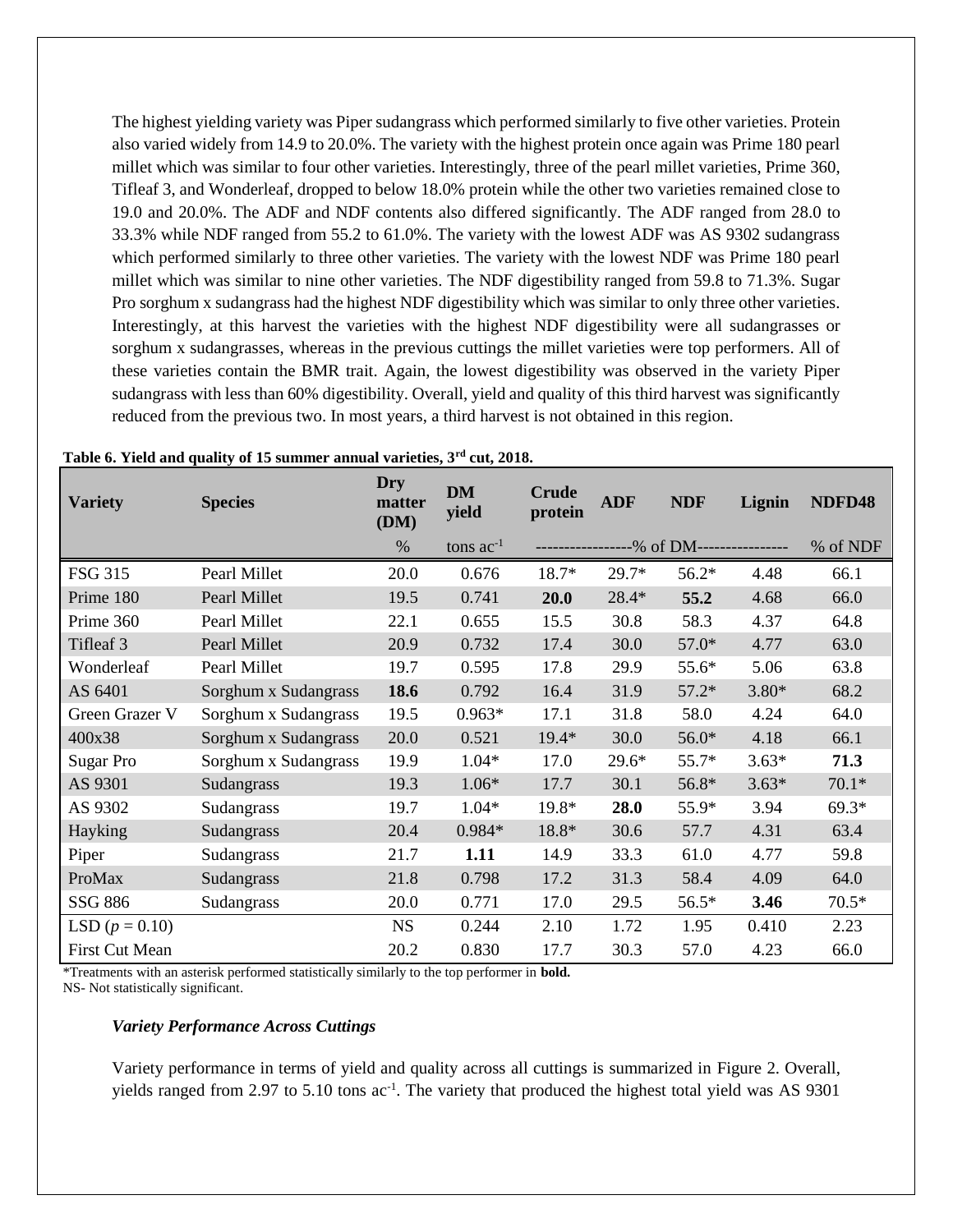The highest yielding variety was Piper sudangrass which performed similarly to five other varieties. Protein also varied widely from 14.9 to 20.0%. The variety with the highest protein once again was Prime 180 pearl millet which was similar to four other varieties. Interestingly, three of the pearl millet varieties, Prime 360, Tifleaf 3, and Wonderleaf, dropped to below 18.0% protein while the other two varieties remained close to 19.0 and 20.0%. The ADF and NDF contents also differed significantly. The ADF ranged from 28.0 to 33.3% while NDF ranged from 55.2 to 61.0%. The variety with the lowest ADF was AS 9302 sudangrass which performed similarly to three other varieties. The variety with the lowest NDF was Prime 180 pearl millet which was similar to nine other varieties. The NDF digestibility ranged from 59.8 to 71.3%. Sugar Pro sorghum x sudangrass had the highest NDF digestibility which was similar to only three other varieties. Interestingly, at this harvest the varieties with the highest NDF digestibility were all sudangrasses or sorghum x sudangrasses, whereas in the previous cuttings the millet varieties were top performers. All of these varieties contain the BMR trait. Again, the lowest digestibility was observed in the variety Piper sudangrass with less than 60% digestibility. Overall, yield and quality of this third harvest was significantly reduced from the previous two. In most years, a third harvest is not obtained in this region.

**Table 6. Yield and quality of 15 summer annual varieties, 3rd cut, 2018.**

| Variety | Species | Dry matter (DM) | DM yield | Crude protein | ADF | NDF | Lignin | NDFD48 |
|---|---|---|---|---|---|---|---|---|
| | | % | tons ac$^{-1}$ | -----------------% of DM | | | ---------------- | % of NDF |
| FSG 315 | Pearl Millet | 20.0 | 0.676 | 18.7* | 29.7* | 56.2* | 4.48 | 66.1 |
| Prime 180 | Pearl Millet | 19.5 | 0.741 | **20.0** | 28.4* | **55.2** | 4.68 | 66.0 |
| Prime 360 | Pearl Millet | 22.1 | 0.655 | 15.5 | 30.8 | 58.3 | 4.37 | 64.8 |
| Tifleaf 3 | Pearl Millet | 20.9 | 0.732 | 17.4 | 30.0 | 57.0* | 4.77 | 63.0 |
| Wonderleaf | Pearl Millet | 19.7 | 0.595 | 17.8 | 29.9 | 55.6* | 5.06 | 63.8 |
| AS 6401 | Sorghum x Sudangrass | **18.6** | 0.792 | 16.4 | 31.9 | 57.2* | 3.80* | 68.2 |
| Green Grazer V | Sorghum x Sudangrass | 19.5 | 0.963* | 17.1 | 31.8 | 58.0 | 4.24 | 64.0 |
| 400x38 | Sorghum x Sudangrass | 20.0 | 0.521 | 19.4* | 30.0 | 56.0* | 4.18 | 66.1 |
| Sugar Pro | Sorghum x Sudangrass | 19.9 | 1.04* | 17.0 | 29.6* | 55.7* | 3.63* | **71.3** |
| AS 9301 | Sudangrass | 19.3 | 1.06* | 17.7 | 30.1 | 56.8* | 3.63* | 70.1* |
| AS 9302 | Sudangrass | 19.7 | 1.04* | 19.8* | **28.0** | 55.9* | 3.94 | 69.3* |
| Hayking | Sudangrass | 20.4 | 0.984* | 18.8* | 30.6 | 57.7 | 4.31 | 63.4 |
| Piper | Sudangrass | 21.7 | **1.11** | 14.9 | 33.3 | 61.0 | 4.77 | 59.8 |
| ProMax | Sudangrass | 21.8 | 0.798 | 17.2 | 31.3 | 58.4 | 4.09 | 64.0 |
| SSG 886 | Sudangrass | 20.0 | 0.771 | 17.0 | 29.5 | 56.5* | **3.46** | 70.5* |
| LSD ($p$ = 0.10) | | NS | 0.244 | 2.10 | 1.72 | 1.95 | 0.410 | 2.23 |
| First Cut Mean | | 20.2 | 0.830 | 17.7 | 30.3 | 57.0 | 4.23 | 66.0 |

*Treatments with an asterisk performed statistically similarly to the top performer in **bold.**
NS- Not statistically significant.

### *Variety Performance Across Cuttings*

Variety performance in terms of yield and quality across all cuttings is summarized in Figure 2. Overall, yields ranged from 2.97 to 5.10 tons ac$^{-1}$. The variety that produced the highest total yield was AS 9301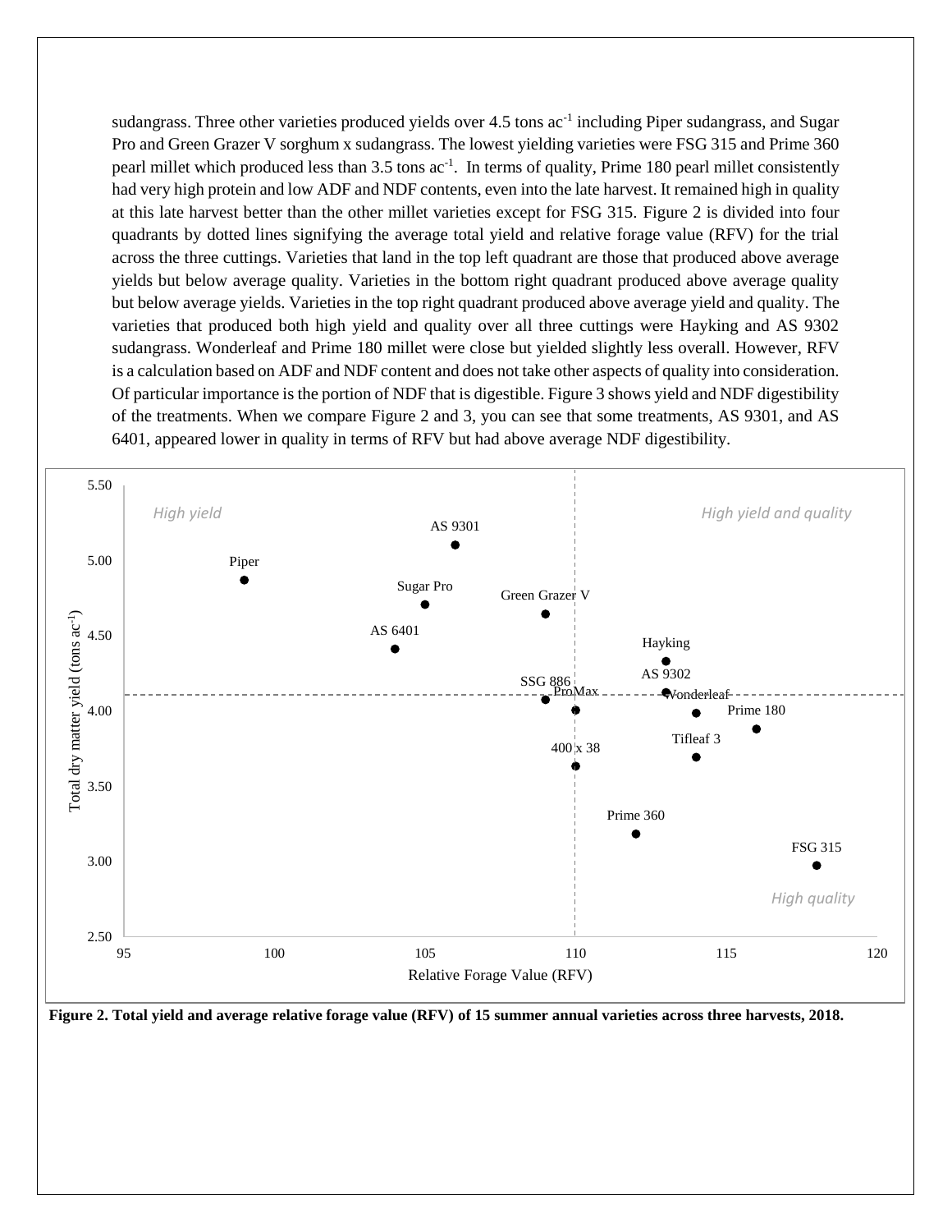sudangrass. Three other varieties produced yields over 4.5 tons $ac^{-1}$ including Piper sudangrass, and Sugar Pro and Green Grazer V sorghum x sudangrass. The lowest yielding varieties were FSG 315 and Prime 360 pearl millet which produced less than 3.5 tons $ac^{-1}$. In terms of quality, Prime 180 pearl millet consistently had very high protein and low ADF and NDF contents, even into the late harvest. It remained high in quality at this late harvest better than the other millet varieties except for FSG 315. Figure 2 is divided into four quadrants by dotted lines signifying the average total yield and relative forage value (RFV) for the trial across the three cuttings. Varieties that land in the top left quadrant are those that produced above average yields but below average quality. Varieties in the bottom right quadrant produced above average quality but below average yields. Varieties in the top right quadrant produced above average yield and quality. The varieties that produced both high yield and quality over all three cuttings were Hayking and AS 9302 sudangrass. Wonderleaf and Prime 180 millet were close but yielded slightly less overall. However, RFV is a calculation based on ADF and NDF content and does not take other aspects of quality into consideration. Of particular importance is the portion of NDF that is digestible. Figure 3 shows yield and NDF digestibility of the treatments. When we compare Figure 2 and 3, you can see that some treatments, AS 9301, and AS 6401, appeared lower in quality in terms of RFV but had above average NDF digestibility.

**Figure 2. Total yield and average relative forage value (RFV) of 15 summer annual varieties across three harvests, 2018.**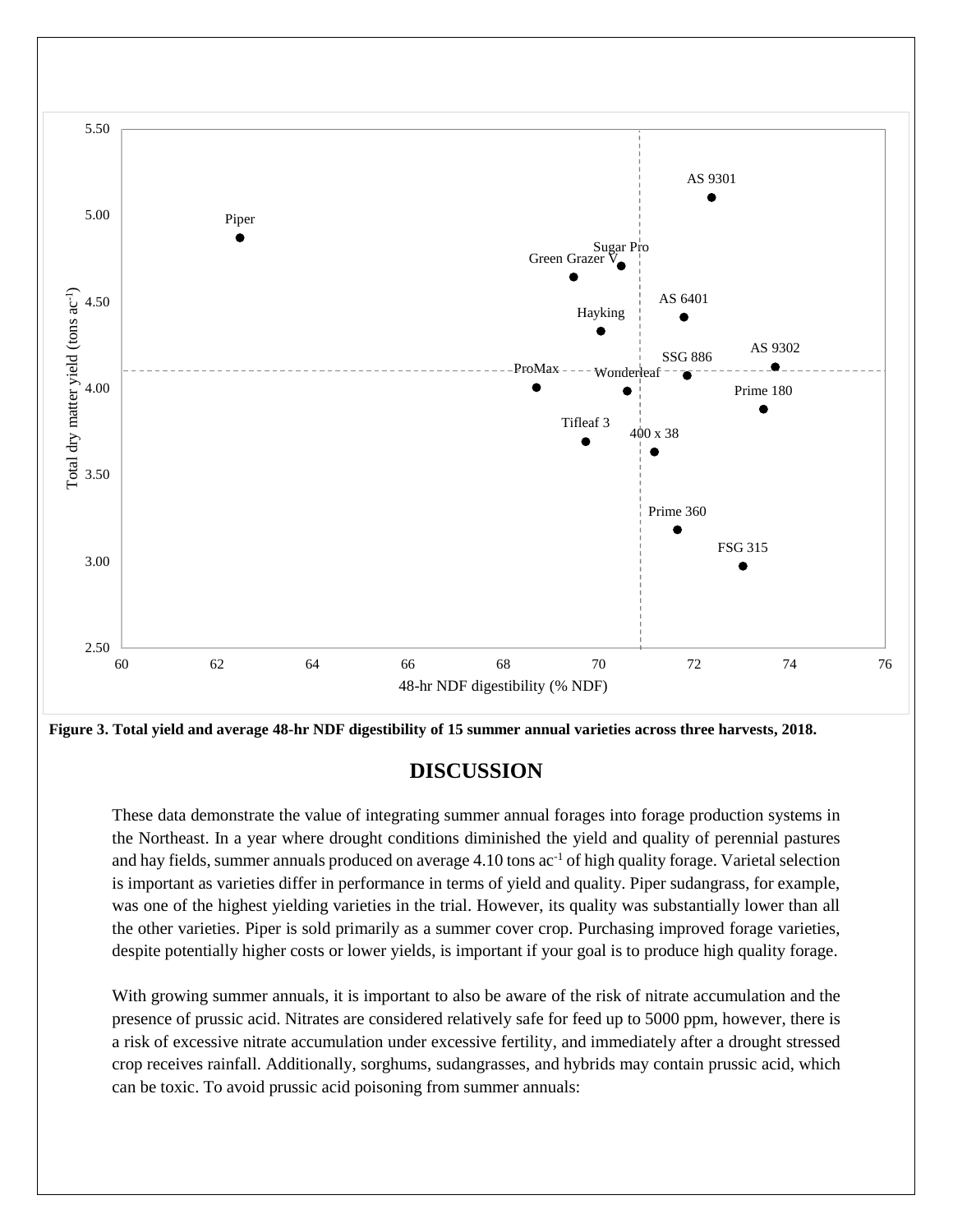**Figure 3. Total yield and average 48-hr NDF digestibility of 15 summer annual varieties across three harvests, 2018.**

# DISCUSSION

These data demonstrate the value of integrating summer annual forages into forage production systems in the Northeast. In a year where drought conditions diminished the yield and quality of perennial pastures and hay fields, summer annuals produced on average 4.10 tons ac$^{-1}$ of high quality forage. Varietal selection is important as varieties differ in performance in terms of yield and quality. Piper sudangrass, for example, was one of the highest yielding varieties in the trial. However, its quality was substantially lower than all the other varieties. Piper is sold primarily as a summer cover crop. Purchasing improved forage varieties, despite potentially higher costs or lower yields, is important if your goal is to produce high quality forage.

With growing summer annuals, it is important to also be aware of the risk of nitrate accumulation and the presence of prussic acid. Nitrates are considered relatively safe for feed up to 5000 ppm, however, there is a risk of excessive nitrate accumulation under excessive fertility, and immediately after a drought stressed crop receives rainfall. Additionally, sorghums, sudangrasses, and hybrids may contain prussic acid, which can be toxic. To avoid prussic acid poisoning from summer annuals: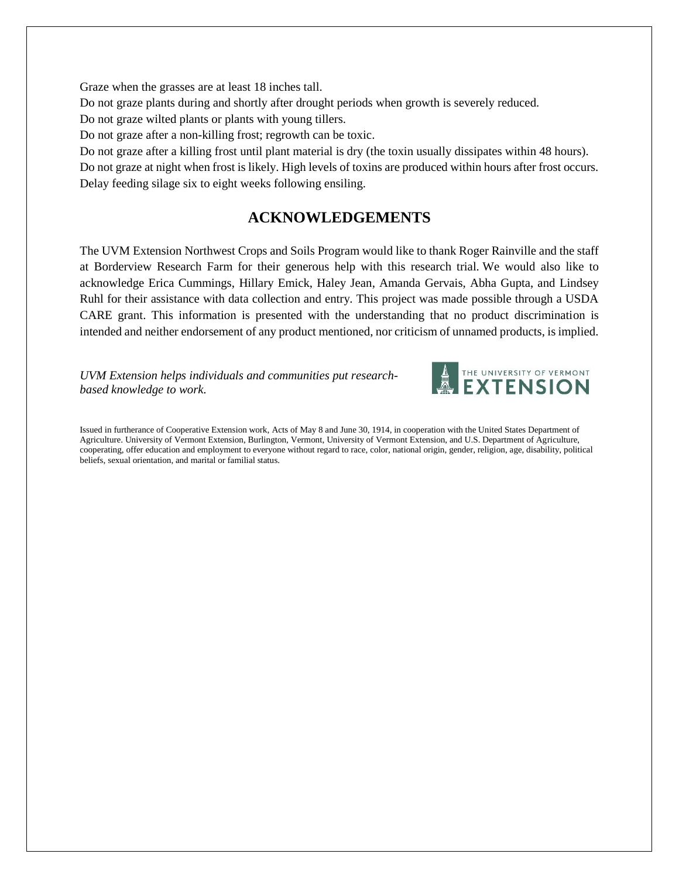Graze when the grasses are at least 18 inches tall.
Do not graze plants during and shortly after drought periods when growth is severely reduced.
Do not graze wilted plants or plants with young tillers.
Do not graze after a non-killing frost; regrowth can be toxic.
Do not graze after a killing frost until plant material is dry (the toxin usually dissipates within 48 hours).
Do not graze at night when frost is likely. High levels of toxins are produced within hours after frost occurs.
Delay feeding silage six to eight weeks following ensiling.

## ACKNOWLEDGEMENTS

The UVM Extension Northwest Crops and Soils Program would like to thank Roger Rainville and the staff at Borderview Research Farm for their generous help with this research trial. We would also like to acknowledge Erica Cummings, Hillary Emick, Haley Jean, Amanda Gervais, Abha Gupta, and Lindsey Ruhl for their assistance with data collection and entry. This project was made possible through a USDA CARE grant. This information is presented with the understanding that no product discrimination is intended and neither endorsement of any product mentioned, nor criticism of unnamed products, is implied.

*UVM Extension helps individuals and communities put research-based knowledge to work.*

THE UNIVERSITY OF VERMONT EXTENSION

Issued in furtherance of Cooperative Extension work, Acts of May 8 and June 30, 1914, in cooperation with the United States Department of Agriculture. University of Vermont Extension, Burlington, Vermont, University of Vermont Extension, and U.S. Department of Agriculture, cooperating, offer education and employment to everyone without regard to race, color, national origin, gender, religion, age, disability, political beliefs, sexual orientation, and marital or familial status.